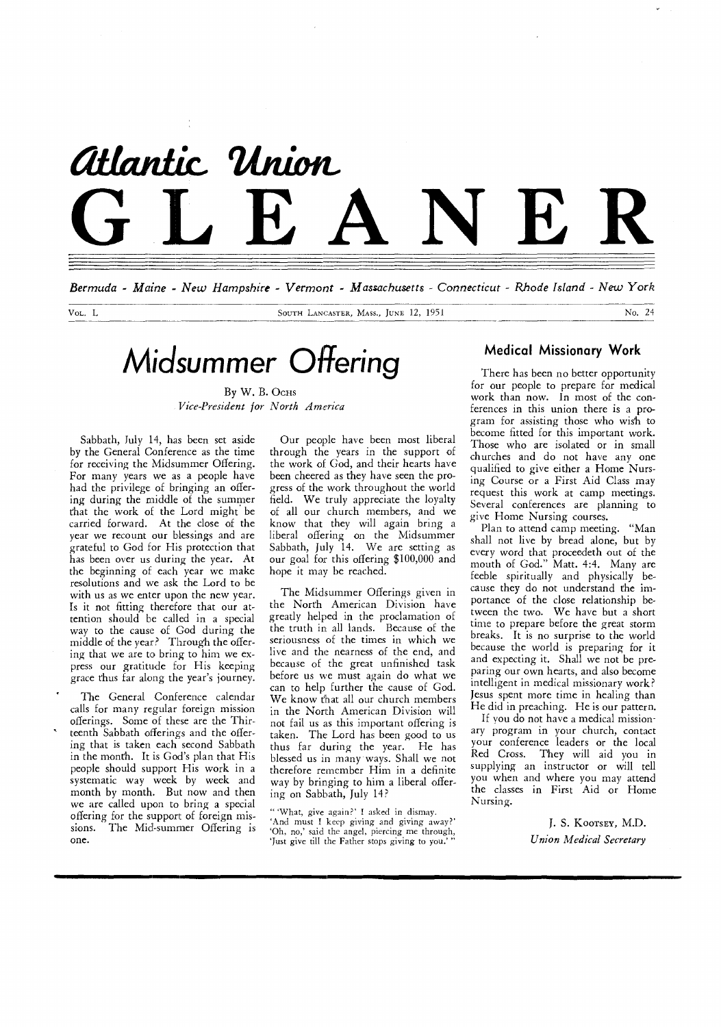# Atlantic Union GLEANER

*Bermuda - Maine - New Hampshire - Vermont - Massachusetts - Connecticut - Rhode Island - New York*

VOL. L — SOUTH LANCASTER, MASS., JUNE 12, 1951 — No. 24

# Midsummer Offering

By W. B. OCHS
*Vice-President for North America*

Sabbath, July 14, has been set aside by the General Conference as the time for receiving the Midsummer Offering. For many years we as a people have had the privilege of bringing an offering during the middle of the summer that the work of the Lord might be carried forward. At the close of the year we recount our blessings and are grateful to God for His protection that has been over us during the year. At the beginning of each year we make resolutions and we ask the Lord to be with us as we enter upon the new year. Is it not fitting therefore that our attention should be called in a special way to the cause of God during the middle of the year? Through the offering that we are to bring to him we express our gratitude for His keeping grace thus far along the year's journey.

The General Conference calendar calls for many regular foreign mission offerings. Some of these are the Thirteenth Sabbath offerings and the offering that is taken each second Sabbath in the month. It is God's plan that His people should support His work in a systematic way week by week and month by month. But now and then we are called upon to bring a special offering for the support of foreign missions. The Mid-summer Offering is one.

Our people have been most liberal through the years in the support of the work of God, and their hearts have been cheered as they have seen the progress of the work throughout the world field. We truly appreciate the loyalty of all our church members, and we know that they will again bring a liberal offering on the Midsummer Sabbath, July 14. We are setting as our goal for this offering $100,000 and hope it may be reached.

The Midsummer Offerings given in the North American Division have greatly helped in the proclamation of the truth in all lands. Because of the seriousness of the times in which we live and the nearness of the end, and because of the great unfinished task before us we must again do what we can to help further the cause of God. We know that all our church members in the North American Division will not fail us as this important offering is taken. The Lord has been good to us thus far during the year. He has blessed us in many ways. Shall we not therefore remember Him in a definite way by bringing to him a liberal offering on Sabbath, July 14?

" 'What, give again?' I asked in dismay.
'And must I keep giving and giving away?'
'Oh, no,' said the angel, piercing me through,
'Just give till the Father stops giving to you.' "

## Medical Missionary Work

There has been no better opportunity for our people to prepare for medical work than now. In most of the conferences in this union there is a program for assisting those who wish to become fitted for this important work. Those who are isolated or in small churches and do not have any one qualified to give either a Home Nursing Course or a First Aid Class may request this work at camp meetings. Several conferences are planning to give Home Nursing courses.

Plan to attend camp meeting. "Man shall not live by bread alone, but by every word that proceedeth out of the mouth of God." Matt. 4:4. Many are feeble spiritually and physically because they do not understand the importance of the close relationship between the two. We have but a short time to prepare before the great storm breaks. It is no surprise to the world because the world is preparing for it and expecting it. Shall we not be preparing our own hearts, and also become intelligent in medical missionary work? Jesus spent more time in healing than He did in preaching. He is our pattern.

If you do not have a medical missionary program in your church, contact your conference leaders or the local Red Cross. They will aid you in supplying an instructor or will tell you when and where you may attend the classes in First Aid or Home Nursing.

J. S. KOOTSEY, M.D.
*Union Medical Secretary*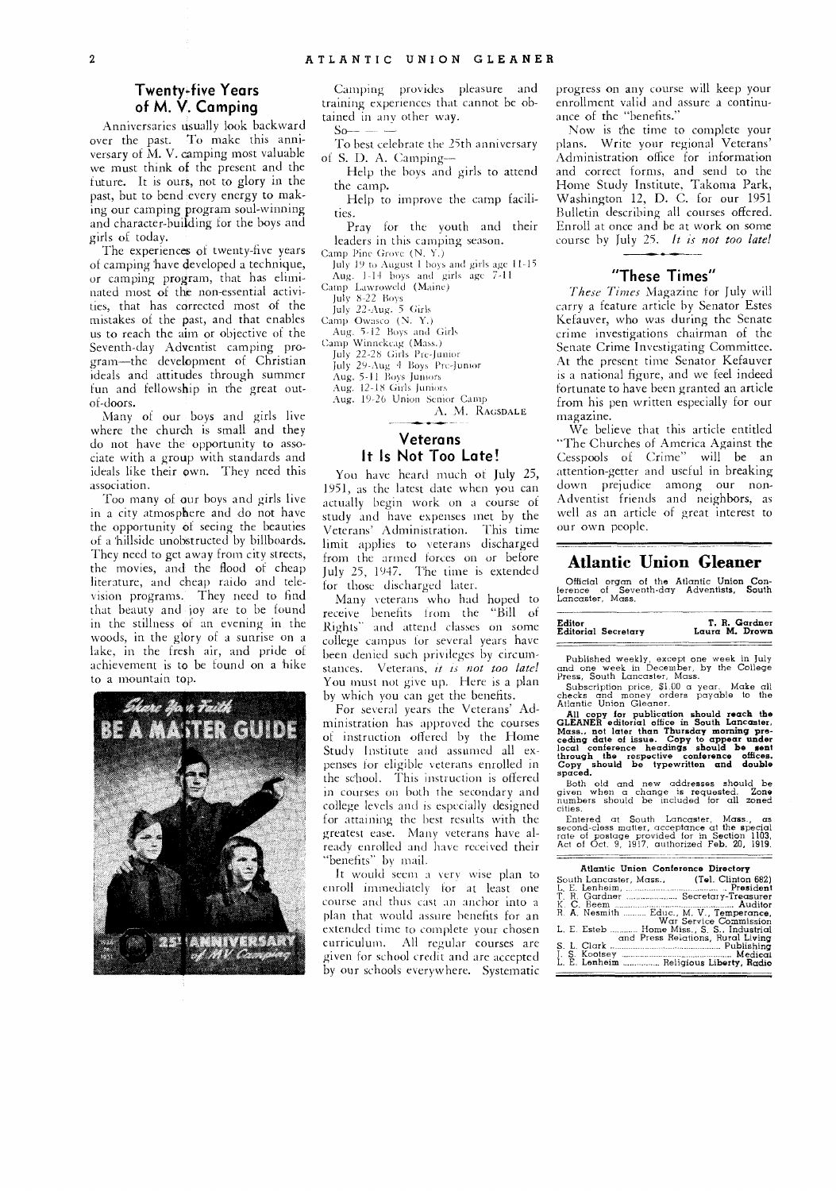## Twenty-five Years of M. V. Camping

Anniversaries usually look backward over the past. To make this anniversary of M. V. camping most valuable we must think of the present and the future. It is ours, not to glory in the past, but to bend every energy to making our camping program soul-winning and character-building for the boys and girls of today.

The experiences of twenty-five years of camping have developed a technique, or camping program, that has eliminated most of the non-essential activities, that has corrected most of the mistakes of the past, and that enables us to reach the aim or objective of the Seventh-day Adventist camping program—the development of Christian ideals and attitudes through summer fun and fellowship in the great out-of-doors.

Many of our boys and girls live where the church is small and they do not have the opportunity to associate with a group with standards and ideals like their own. They need this association.

Too many of our boys and girls live in a city atmosphere and do not have the opportunity of seeing the beauties of a hillside unobstructed by billboards. They need to get away from city streets, the movies, and the flood of cheap literature, and cheap raido and television programs. They need to find that beauty and joy are to be found in the stillness of an evening in the woods, in the glory of a sunrise on a lake, in the fresh air, and pride of achievement is to be found on a hike to a mountain top.

Share Your Faith
BE A MASTER GUIDE
25th ANNIVERSARY of MV Camping

Camping provides pleasure and training experiences that cannot be obtained in any other way.

So— — —

To best celebrate the 25th anniversary of S. D. A. Camping—

Help the boys and girls to attend the camp.

Help to improve the camp facilities.

Pray for the youth and their leaders in this camping season.

Camp Pine Grove (N. Y.)
July 19 to August 1 boys and girls age 11-15
Aug. 1-14 boys and girls age 7-11

Camp Lawroweld (Maine)
July 8-22 Boys
July 22-Aug. 5 Girls

Camp Owasco (N. Y.)
Aug. 5-12 Boys and Girls

Camp Winnekeag (Mass.)
July 22-28 Girls Pre-Junior
July 29-Aug 4 Boys Pre-Junior
Aug. 5-11 Boys Juniors
Aug. 12-18 Girls Juniors
Aug. 19-26 Union Senior Camp

A. M. RAGSDALE

## Veterans It Is Not Too Late!

You have heard much of July 25, 1951, as the latest date when you can actually begin work on a course of study and have expenses met by the Veterans' Administration. This time limit applies to veterans discharged from the armed forces on or before July 25, 1947. The time is extended for those discharged later.

Many veterans who had hoped to receive benefits from the "Bill of Rights" and attend classes on some college campus for several years have been denied such privileges by circumstances. Veterans, *it is not too late!* You must not give up. Here is a plan by which you can get the benefits.

For several years the Veterans' Administration has approved the courses of instruction offered by the Home Study Institute and assumed all expenses for eligible veterans enrolled in the school. This instruction is offered in courses on both the secondary and college levels and is especially designed for attaining the best results with the greatest ease. Many veterans have already enrolled and have received their "benefits" by mail.

It would seem a very wise plan to enroll immediately for at least one course and thus cast an anchor into a plan that would assure benefits for an extended time to complete your chosen curriculum. All regular courses are given for school credit and are accepted by our schools everywhere. Systematic progress on any course will keep your enrollment valid and assure a continuance of the "benefits."

Now is the time to complete your plans. Write your regional Veterans' Administration office for information and correct forms, and send to the Home Study Institute, Takoma Park, Washington 12, D. C. for our 1951 Bulletin describing all courses offered. Enroll at once and be at work on some course by July 25. *It is not too late!*

## "These Times"

*These Times* Magazine for July will carry a feature article by Senator Estes Kefauver, who was during the Senate crime investigations chairman of the Senate Crime Investigating Committee. At the present time Senator Kefauver is a national figure, and we feel indeed fortunate to have been granted an article from his pen written especially for our magazine.

We believe that this article entitled "The Churches of America Against the Cesspools of Crime" will be an attention-getter and useful in breaking down prejudice among our non-Adventist friends and neighbors, as well as an article of great interest to our own people.

# Atlantic Union Gleaner

Official organ of the Atlantic Union Conference of Seventh-day Adventists, South Lancaster, Mass.

| | |
|---|---|
| Editor | T. R. Gardner |
| Editorial Secretary | Laura M. Drown |

Published weekly, except one week in July and one week in December, by the College Press, South Lancaster, Mass.

Subscription price, $1.00 a year. Make all checks and money orders payable to the Atlantic Union Gleaner.

**All copy for publication should reach the GLEANER editorial office in South Lancaster, Mass., not later than Thursday morning preceding date of issue. Copy to appear under local conference headings should be sent through the respective conference offices. Copy should be typewritten and double spaced.**

Both old and new addresses should be given when a change is requested. Zone numbers should be included for all zoned cities.

Entered at South Lancaster, Mass., as second-class matter, acceptance at the special rate of postage provided for in Section 1103, Act of Oct. 9, 1917, authorized Feb. 20, 1919.

**Atlantic Union Conference Directory**

South Lancaster, Mass., (Tel. Clinton 682)

| | |
|---|---|
| L. E. Lenheim | President |
| T. R. Gardner | Secretary-Treasurer |
| K. C. Beem | Auditor |
| R. A. Nesmith | Educ., M. V., Temperance, War Service Commission |
| L. E. Esteb | Home Miss., S. S., Industrial and Press Relations, Rural Living |
| S. L. Clark | Publishing |
| I. S. Kootsey | Medical |
| L. E. Lenheim | Religious Liberty, Radio |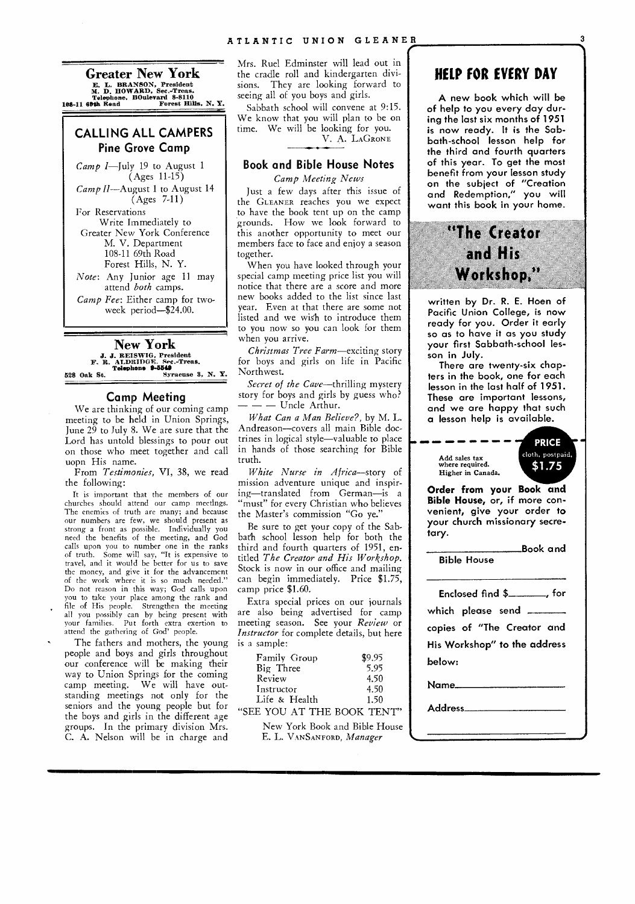## Greater New York

**E. L. BRANSON, President**
**M. D. HOWARD, Sec.-Treas.**
**Telephone, BOulevard 8-8110**
**108-11 69th Road Forest Hills, N. Y.**

### CALLING ALL CAMPERS

#### Pine Grove Camp

*Camp I*—July 19 to August 1 (Ages 11-15)

*Camp II*—August 1 to August 14 (Ages 7-11)

For Reservations
Write Immediately to
Greater New York Conference
M. V. Department
108-11 69th Road
Forest Hills, N. Y.

*Note*: Any Junior age 11 may attend *both* camps.

*Camp Fee*: Either camp for two-week period—$24.00.

## New York

**J. J. REISWIG, President**
**F. R. ALDRIDGE, Sec.-Treas.**
**Telephone 9-5549**
**528 Oak St. Syracuse 3, N. Y.**

### Camp Meeting

We are thinking of our coming camp meeting to be held in Union Springs, June 29 to July 8. We are sure that the Lord has untold blessings to pour out on those who meet together and call uopn His name.

From *Testimonies*, VI, 38, we read the following:

It is important that the members of our churches should attend our camp meetings. The enemies of truth are many; and because our numbers are few, we should present as strong a front as possible. Individually you need the benefits of the meeting, and God calls upon you to number one in the ranks of truth. Some will say, "It is expensive to travel, and it would be better for us to save the money, and give it for the advancement of the work where it is so much needed." Do not reason in this way; God calls upon you to take your place among the rank and file of His people. Strengthen the meeting all you possibly can by being present with your families. Put forth extra exertion to attend the gathering of God' people.

The fathers and mothers, the young people and boys and girls throughout our conference will be making their way to Union Springs for the coming camp meeting. We will have outstanding meetings not only for the seniors and the young people but for the boys and girls in the different age groups. In the primary division Mrs. C. A. Nelson will be in charge and Mrs. Ruel Edminster will lead out in the cradle roll and kindergarten divisions. They are looking forward to seeing all of you boys and girls.

Sabbath school will convene at 9:15. We know that you will plan to be on time. We will be looking for you.

V. A. LaGrone

### Book and Bible House Notes

*Camp Meeting News*

Just a few days after this issue of the Gleaner reaches you we expect to have the book tent up on the camp grounds. How we look forward to this another opportunity to meet our members face to face and enjoy a season together.

When you have looked through your special camp meeting price list you will notice that there are a score and more new books added to the list since last year. Even at that there are some not listed and we wish to introduce them to you now so you can look for them when you arrive.

*Christmas Tree Farm*—exciting story for boys and girls on life in Pacific Northwest.

*Secret of the Cave*—thrilling mystery story for boys and girls by guess who? — — — Uncle Arthur.

*What Can a Man Believe?*, by M. L. Andreason—covers all main Bible doctrines in logical style—valuable to place in hands of those searching for Bible truth.

*White Nurse in Africa*—story of mission adventure unique and inspiring—translated from German—is a "must" for every Christian who believes the Master's commission "Go ye."

Be sure to get your copy of the Sabbath school lesson help for both the third and fourth quarters of 1951, entitled *The Creator and His Workshop*. Stock is now in our office and mailing can begin immediately. Price $1.75, camp price $1.60.

Extra special prices on our journals are also being advertised for camp meeting season. See your *Review* or *Instructor* for complete details, but here is a sample:

| | |
|---|---|
| Family Group | $9.95 |
| Big Three | 5.95 |
| Review | 4.50 |
| Instructor | 4.50 |
| Life & Health | 1.50 |

"SEE YOU AT THE BOOK TENT"

New York Book and Bible House
E. L. VanSanford, *Manager*

## HELP FOR EVERY DAY

A new book which will be of help to you every day during the last six months of 1951 is now ready. It is the Sabbath-school lesson help for the third and fourth quarters of this year. To get the most benefit from your lesson study on the subject of "Creation and Redemption," you will want this book in your home.

### "The Creator and His Workshop,"

written by Dr. R. E. Hoen of Pacific Union College, is now ready for you. Order it early so as to have it as you study your first Sabbath-school lesson in July.

There are twenty-six chapters in the book, one for each lesson in the last half of 1951. These are important lessons, and we are happy that such a lesson help is available.

**PRICE** cloth, postpaid, **$1.75**

Add sales tax where required. Higher in Canada.

**Order from your Book and Bible House, or, if more convenient, give your order to your church missionary secretary.**

\_\_\_\_\_\_\_\_\_\_\_\_\_\_\_\_ Book and Bible House

\_\_\_\_\_\_\_\_\_\_\_\_\_\_\_\_\_\_\_\_\_\_\_\_

Enclosed find $\_\_\_\_\_\_, for which please send \_\_\_\_\_\_ copies of "The Creator and His Workshop" to the address below:

Name\_\_\_\_\_\_\_\_\_\_\_\_\_\_\_\_\_\_\_\_

Address\_\_\_\_\_\_\_\_\_\_\_\_\_\_\_\_\_\_

\_\_\_\_\_\_\_\_\_\_\_\_\_\_\_\_\_\_\_\_\_\_\_\_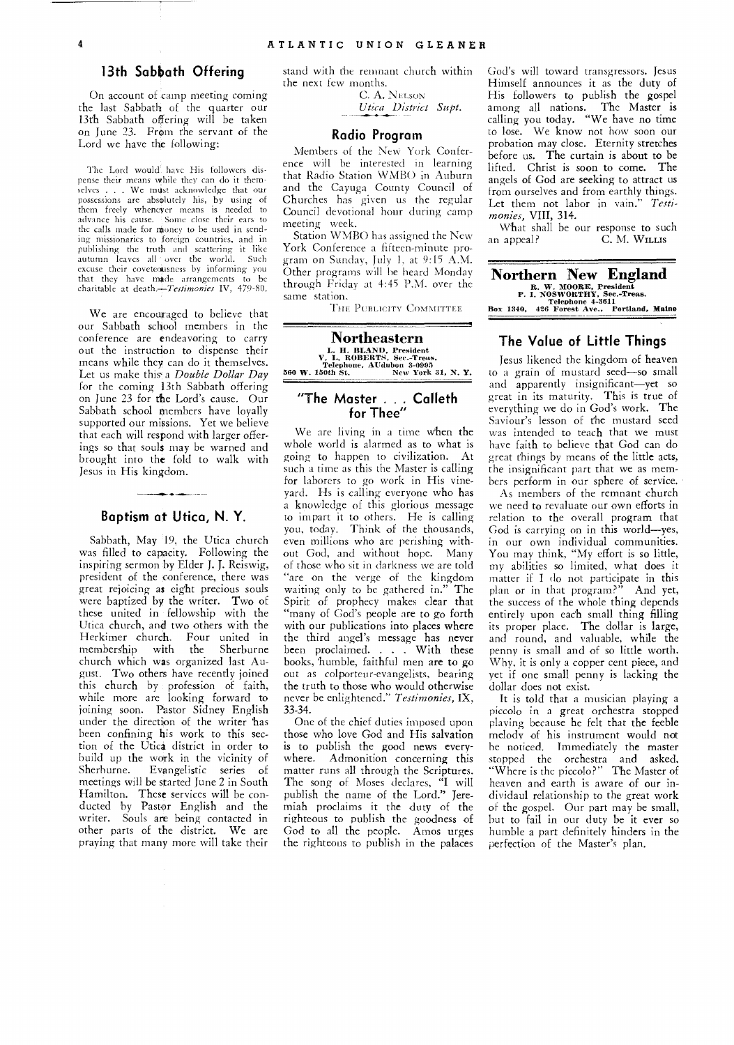## 13th Sabbath Offering

On account of camp meeting coming the last Sabbath of the quarter our 13th Sabbath offering will be taken on June 23. From the servant of the Lord we have the following:

The Lord would have His followers dispense their means while they can do it themselves . . . We must acknowledge that our possessions are absolutely his, by using of them freely whenever means is needed to advance his cause. Some close their ears to the calls made for money to be used in sending missionaries to foreign countries, and in publishing the truth and scattering it like autumn leaves all over the world. Such excuse their covetousness by informing you that they have made arrangements to be charitable at death.—*Testimonies* IV, 479-80.

We are encouraged to believe that our Sabbath school members in the conference are endeavoring to carry out the instruction to dispense their means while they can do it themselves. Let us make this a *Double Dollar Day* for the coming 13th Sabbath offering on June 23 for the Lord's cause. Our Sabbath school members have loyally supported our missions. Yet we believe that each will respond with larger offerings so that souls may be warned and brought into the fold to walk with Jesus in His kingdom.

## Baptism at Utica, N. Y.

Sabbath, May 19, the Utica church was filled to capacity. Following the inspiring sermon by Elder J. J. Reiswig, president of the conference, there was great rejoicing as eight precious souls were baptized by the writer. Two of these united in fellowship with the Utica church, and two others with the Herkimer church. Four united in membership with the Sherburne church which was organized last August. Two others have recently joined this church by profession of faith, while more are looking forward to joining soon. Pastor Sidney English under the direction of the writer has been confining his work to this section of the Utica district in order to build up the work in the vicinity of Sherburne. Evangelistic series of meetings will be started June 2 in South Hamilton. These services will be conducted by Pastor English and the writer. Souls are being contacted in other parts of the district. We are praying that many more will take their stand with the remnant church within the next few months.

C. A. Nelson
*Utica District Supt.*

## Radio Program

Members of the New York Conference will be interested in learning that Radio Station WMBO in Auburn and the Cayuga County Council of Churches has given us the regular Council devotional hour during camp meeting week.

Station WMBO has assigned the New York Conference a fifteen-minute program on Sunday, July 1, at 9:15 A.M. Other programs will be heard Monday through Friday at 4:45 P.M. over the same station.

The Publicity Committee

# Northeastern

**L. H. BLAND, President**
**V. L. ROBERTS, Sec.-Treas.**
**Telephone, AUdubon 3-0995**
**560 W. 150th St. New York 31, N. Y.**

## "The Master . . . Calleth for Thee"

We are living in a time when the whole world is alarmed as to what is going to happen to civilization. At such a time as this the Master is calling for laborers to go work in His vineyard. He is calling everyone who has a knowledge of this glorious message to impart it to others. He is calling you, today. Think of the thousands, even millions who are perishing without God, and without hope. Many of those who sit in darkness we are told "are on the verge of the kingdom waiting only to be gathered in." The Spirit of prophecy makes clear that "many of God's people are to go forth with our publications into places where the third angel's message has never been proclaimed. . . . With these books, humble, faithful men are to go out as colporteur-evangelists, bearing the truth to those who would otherwise never be enlightened." *Testimonies*, IX, 33-34.

One of the chief duties imposed upon those who love God and His salvation is to publish the good news everywhere. Admonition concerning this matter runs all through the Scriptures. The song of Moses declares, "I will publish the name of the Lord." Jeremiah proclaims it the duty of the righteous to publish the goodness of God to all the people. Amos urges the righteous to publish in the palaces God's will toward transgressors. Jesus Himself announces it as the duty of His followers to publish the gospel among all nations. The Master is calling you today. "We have no time to lose. We know not how soon our probation may close. Eternity stretches before us. The curtain is about to be lifted. Christ is soon to come. The angels of God are seeking to attract us from ourselves and from earthly things. Let them not labor in vain." *Testimonies*, VIII, 314.

What shall be our response to such an appeal?

C. M. Willis

# Northern New England

**R. W. MOORE, President**
**P. I. NOSWORTHY, Sec.-Treas.**
**Telephone 4-3611**
**Box 1340, 426 Forest Ave., Portland, Maine**

## The Value of Little Things

Jesus likened the kingdom of heaven to a grain of mustard seed—so small and apparently insignificant—yet so great in its maturity. This is true of everything we do in God's work. The Saviour's lesson of the mustard seed was intended to teach that we must have faith to believe that God can do great things by means of the little acts, the insignificant part that we as members perform in our sphere of service.

As members of the remnant church we need to revaluate our own efforts in relation to the overall program that God is carrying on in this world—yes, in our own individual communities. You may think, "My effort is so little, my abilities so limited, what does it matter if I do not participate in this plan or in that program?" And yet, the success of the whole thing depends entirely upon each small thing filling its proper place. The dollar is large, and round, and valuable, while the penny is small and of so little worth. Why, it is only a copper cent piece, and yet if one small penny is lacking the dollar does not exist.

It is told that a musician playing a piccolo in a great orchestra stopped playing because he felt that the feeble melody of his instrument would not be noticed. Immediately the master stopped the orchestra and asked, "Where is the piccolo?" The Master of heaven and earth is aware of our individaul relationship to the great work of the gospel. Our part may be small, but to fail in our duty be it ever so humble a part definitely hinders in the perfection of the Master's plan.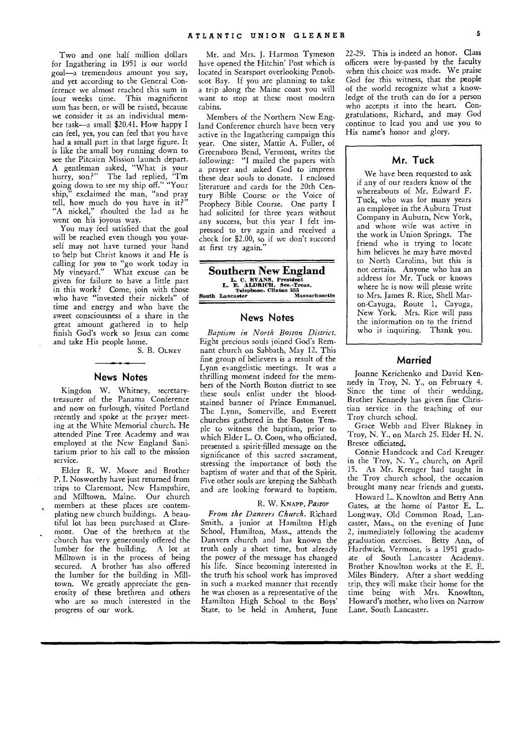Two and one half million dollars for Ingathering in 1951 is our world goal—a tremendous amount you say, and yet according to the General Conference we almost reached this sum in four weeks time. This magnificent sum has been, or will be raised, because we consider it as an individual member task—a small $20.41. How happy I can feel, yes, you can feel that you have had a small part in that large figure. It is like the small boy running down to see the Pitcairn Mission launch depart. A gentleman asked, "What is your hurry, son?" The lad replied, "I'm going down to see my ship off." "Your ship," exclaimed the man, "and pray tell, how much do you have in it?" "A nickel," shoulted the lad as he went on his joyous way.

You may feel satisfied that the goal will be reached even though you yourself may not have turned your hand to help but Christ knows it and He is calling for *you* to "go work today in My vineyard." What excuse can be given for failure to have a little part in this work? Come, join with those who have "invested their nickels" of time and energy and who have the sweet consciousness of a share in the great amount gathered in to help finish God's work so Jesus can come and take His people home.

S. B. OLNEY

## News Notes

Kingdon W. Whitney, secretary-treasurer of the Panama Conference and now on furlough, visited Portland recently and spoke at the prayer meeting at the White Memorial church. He attended Pine Tree Academy and was employed at the New England Sanitarium prior to his call to the mission service.

Elder R. W. Moore and Brother P. I. Nosworthy have just returned from trips to Claremont, New Hampshire, and Milltown, Maine. Our church members at these places are contemplating new church buildings. A beautiful lot has been purchased at Claremont. One of the brethren at the church has very generously offered the lumber for the building. A lot at Milltown is in the process of being secured. A brother has also offered the lumber for the building in Milltown. We greatly appreciate the generosity of these brethren and others who are so much interested in the progress of our work.

Mr. and Mrs. J. Harmon Tymeson have opened the Hitchin' Post which is located in Searsport overlooking Penobscot Bay. If you are planning to take a trip along the Maine coast you will want to stop at these most modern cabins.

Members of the Northern New England Conference church have been very active in the Ingathering campaign this year. One sister, Mattie A. Fuller, of Greensboro Bend, Vermont, writes the following: "I mailed the papers with a prayer and asked God to impress these dear souls to donate. I enclosed literature and cards for the 20th Century Bible Course or the Voice of Prophecy Bible Course. One party I had solicited for three years without any success, but this year I felt impressed to try again and received a check for $2.00, so if we don't succeed at first try again."

# Southern New England

**L. C. EVANS, President**
**L. E. ALDRICH, Sec.-Treas.**
**Telephone, Clinton 355**
**South Lancaster — Massachusetts**

## News Notes

*Baptism in North Boston District.* Eight precious souls joined God's Remnant church on Sabbath, May 12. This fine group of believers is a result of the Lynn evangelistic meetings. It was a thrilling moment indeed for the members of the North Boston district to see these souls enlist under the blood-stained banner of Prince Emmanuel. The Lynn, Somerville, and Everett churches gathered in the Boston Temple to witness the baptism, prior to which Elder L. O. Coon, who officiated, presented a spirit-filled message on the significance of this sacred sacrament, stressing the importance of both the baptism of water and that of the Spirit. Five other souls are keeping the Sabbath and are looking forward to baptism.

R. W. KNAPP, *Pastor*

*From the Danvers Church.* Richard Smith, a junior at Hamilton High School, Hamilton, Mass., attends the Danvers church and has known the truth only a short time, but already the power of the message has changed his life. Since becoming interested in the truth his school work has improved in such a marked manner that recently he was chosen as a representative of the Hamilton High School to the Boys' State, to be held in Amherst, June 22-29. This is indeed an honor. Class officers were by-passed by the faculty when this choice was made. We praise God for this witness, that the people of the world recognize what a knowledge of the truth can do for a person who accepts it into the heart. Congratulations, Richard, and may God continue to lead you and use you to His name's honor and glory.

## Mr. Tuck

We have been requested to ask if any of our readers know of the whereabouts of Mr. Edward F. Tuck, who was for many years an employee in the Auburn Trust Company in Auburn, New York, and whose wife was active in the work in Union Springs. The friend who is trying to locate him believes he may have moved to North Carolina, but this is not certain. Anyone who has an address for Mr. Tuck or knows where he is now will please write to Mrs. James R. Rice, Shell Mar-on-Cayuga, Route 1, Cayuga, New York. Mrs. Rice will pass the information on to the friend who is inquiring. Thank you.

## Married

Joanne Kerichenko and David Kennedy in Troy, N. Y., on February 4. Since the time of their wedding, Brother Kennedy has given fine Christian service in the teaching of our Troy church school.

Grace Webb and Elver Blakney in Troy, N. Y., on March 25. Elder H. N. Bresee officiated.

Connie Handcock and Carl Kreuger in the Troy, N. Y., church, on April 15. As Mr. Kreuger had taught in the Troy church school, the occasion brought many near friends and guests.

Howard L. Knowlton and Betty Ann Gates, at the home of Pastor E. L. Longway, Old Common Road, Lancaster, Mass., on the evening of June 2, immediately following the academy graduation exercises. Betty Ann, of Hardwick, Vermont, is a 1951 graduate of South Lancaster Academy. Brother Knowlton works at the E. E. Miles Bindery. After a short wedding trip, they will make their home for the time being with Mrs. Knowlton, Howard's mother, who lives on Narrow Lane, South Lancaster.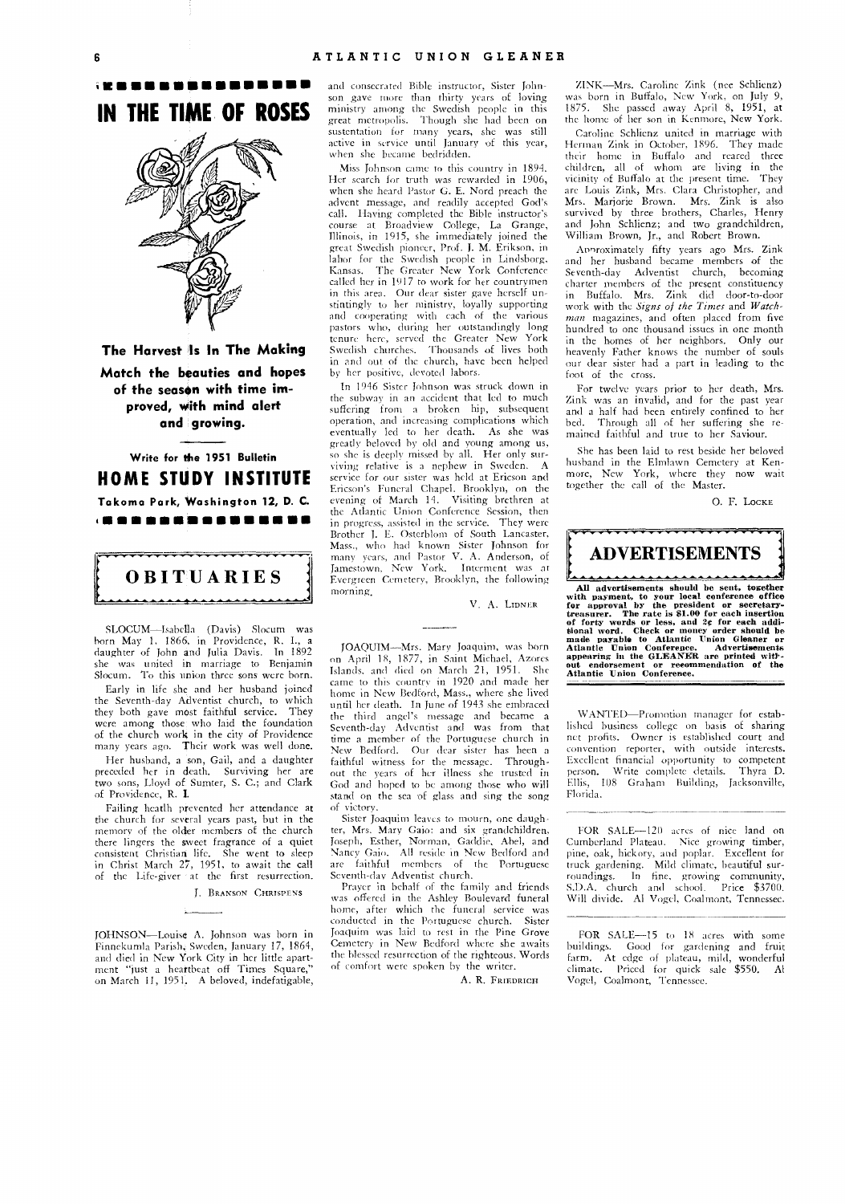# IN THE TIME OF ROSES

**The Harvest Is In The Making**

**Match the beauties and hopes of the season with time improved, with mind alert and growing.**

**Write for the 1951 Bulletin**

## HOME STUDY INSTITUTE

**Takoma Park, Washington 12, D. C.**

## OBITUARIES

SLOCUM—Isabella (Davis) Slocum was born May 1, 1866, in Providence, R. I., a daughter of John and Julia Davis. In 1892 she was united in marriage to Benjamin Slocum. To this union three sons were born.

Early in life she and her husband joined the Seventh-day Adventist church, to which they both gave most faithful service. They were among those who laid the foundation of the church work in the city of Providence many years ago. Their work was well done.

Her husband, a son, Gail, and a daughter preceded her in death. Surviving her are two sons, Lloyd of Sumter, S. C.; and Clark of Providence, R. I.

Failing health prevented her attendance at the church for several years past, but in the memory of the older members of the church there lingers the sweet fragrance of a quiet consistent Christian life. She went to sleep in Christ March 27, 1951, to await the call of the Life-giver at the first resurrection.

J. BRANSON CHRISPENS

JOHNSON—Louise A. Johnson was born in Finnekumla Parish, Sweden, January 17, 1864, and died in New York City in her little apartment "just a heartbeat off Times Square," on March 11, 1951. A beloved, indefatigable, and consecrated Bible instructor, Sister Johnson gave more than thirty years of loving ministry among the Swedish people in this great metropolis. Though she had been on sustentation for many years, she was still active in service until January of this year, when she became bedridden.

Miss Johnson came to this country in 1894. Her search for truth was rewarded in 1906, when she heard Pastor G. E. Nord preach the advent message, and readily accepted God's call. Having completed the Bible instructor's course at Broadview College, La Grange, Illinois, in 1915, she immediately joined the great Swedish pioneer, Prof. J. M. Erikson, in labor for the Swedish people in Lindsborg, Kansas. The Greater New York Conference called her in 1917 to work for her countrymen in this area. Our dear sister gave herself unstintingly to her ministry, loyally supporting and cooperating with each of the various pastors who, during her outstandingly long tenure here, served the Greater New York Swedish churches. Thousands of lives both in and out of the church, have been helped by her positive, devoted labors.

In 1946 Sister Johnson was struck down in the subway in an accident that led to much suffering from a broken hip, subsequent operation, and increasing complications which eventually led to her death. As she was greatly beloved by old and young among us, so she is deeply missed by all. Her only surviving relative is a nephew in Sweden. A service for our sister was held at Ericson and Ericson's Funeral Chapel, Brooklyn, on the evening of March 14. Visiting brethren at the Atlantic Union Conference Session, then in progress, assisted in the service. They were Brother J. E. Osterblom of South Lancaster, Mass., who had known Sister Johnson for many years, and Pastor V. A. Anderson, of Jamestown, New York. Interment was at Evergreen Cemetery, Brooklyn, the following morning.

V. A. LIDNER

JOAQUIM—Mrs. Mary Joaquim, was born on April 18, 1877, in Saint Michael, Azores Islands, and died on March 21, 1951. She came to this country in 1920 and made her home in New Bedford, Mass., where she lived until her death. In June of 1943 she embraced the third angel's message and became a Seventh-day Adventist and was from that time a member of the Portuguese church in New Bedford. Our dear sister has been a faithful witness for the message. Throughout the years of her illness she trusted in God and hoped to be among those who will stand on the sea of glass and sing the song of victory.

Sister Joaquim leaves to mourn, one daughter, Mrs. Mary Gaio; and six grandchildren, Joseph, Esther, Norman, Gaddie, Abel, and Nancy Gaio. All reside in New Bedford and are faithful members of the Portuguese Seventh-day Adventist church.

Prayer in behalf of the family and friends was offered in the Ashley Boulevard funeral home, after which the funeral service was conducted in the Portuguese church. Sister Joaquim was laid to rest in the Pine Grove Cemetery in New Bedford where she awaits the blessed resurrection of the righteous. Words of comfort were spoken by the writer.

A. R. FRIEDRICH

ZINK—Mrs. Caroline Zink (nee Schlienz) was born in Buffalo, New York, on July 9, 1875. She passed away April 8, 1951, at the home of her son in Kenmore, New York.

Caroline Schlienz united in marriage with Herman Zink in October, 1896. They made their home in Buffalo and reared three children, all of whom are living in the vicinity of Buffalo at the present time. They are Louis Zink, Mrs. Clara Christopher, and Mrs. Marjorie Brown. Mrs. Zink is also survived by three brothers, Charles, Henry and John Schlienz; and two grandchildren, William Brown, Jr., and Robert Brown.

Approximately fifty years ago Mrs. Zink and her husband became members of the Seventh-day Adventist church, becoming charter members of the present constituency in Buffalo. Mrs. Zink did door-to-door work with the *Signs of the Times* and *Watchman* magazines, and often placed from five hundred to one thousand issues in one month in the homes of her neighbors. Only our heavenly Father knows the number of souls our dear sister had a part in leading to the foot of the cross.

For twelve years prior to her death, Mrs. Zink was an invalid, and for the past year and a half had been entirely confined to her bed. Through all of her suffering she remained faithful and true to her Saviour.

She has been laid to rest beside her beloved husband in the Elmlawn Cemetery at Kenmore, New York, where they now wait together the call of the Master.

O. F. LOCKE

## ADVERTISEMENTS

**All advertisements should be sent, together with payment, to your local conference office for approval by the president or secretary-treasurer. The rate is $1.00 for each insertion of forty words or less, and 2¢ for each additional word. Check or money order should be made payable to Atlantic Union Gleaner or Atlantic Union Conference. Advertisements appearing in the GLEANER are printed without endorsement or recommendation of the Atlantic Union Conference.**

WANTED—Promotion manager for established business college on basis of sharing net profits. Owner is established court and convention reporter, with outside interests. Excellent financial opportunity to competent person. Write complete details. Thyra D. Ellis, 108 Graham Building, Jacksonville, Florida.

FOR SALE—120 acres of nice land on Cumberland Plateau. Nice growing timber, pine, oak, hickory, and poplar. Excellent for truck gardening. Mild climate, beautiful surroundings. In fine, growing community, S.D.A. church and school. Price $3700. Will divide. Al Vogel, Coalmont, Tennessee.

FOR SALE—15 to 18 acres with some buildings. Good for gardening and fruit farm. At edge of plateau, mild, wonderful climate. Priced for quick sale $550. Al Vogel, Coalmont, Tennessee.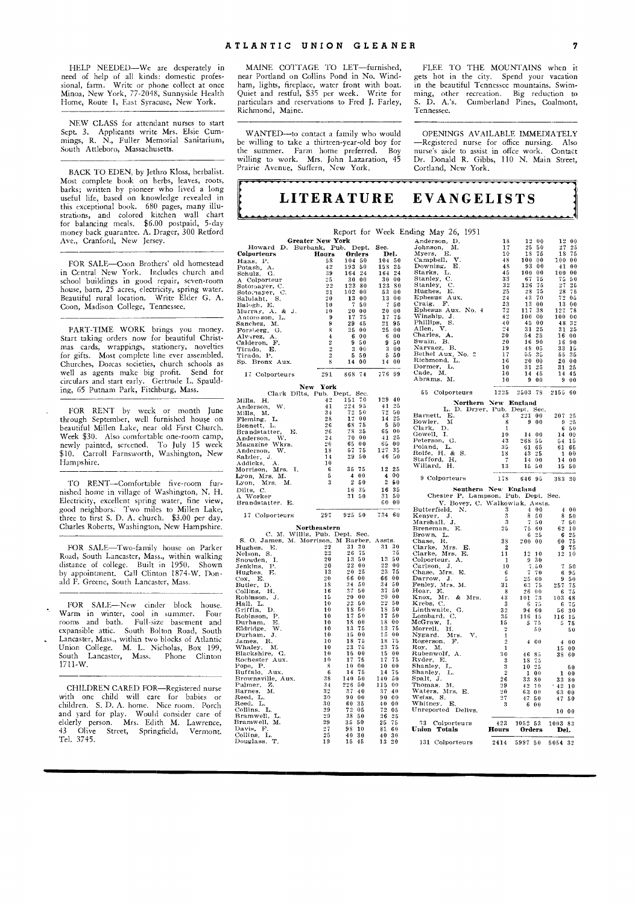HELP NEEDED—We are desperately in need of help of all kinds: domestic professional, farm. Write or phone collect at once Minoa, New York, 77-2048, Sunnyside Health Home, Route 1, East Syracuse, New York.

NEW CLASS for attendant nurses to start Sept. 3. Applicants write Mrs. Elsie Cummings, R. N., Fuller Memorial Sanitarium, South Attleboro, Massachusetts.

BACK TO EDEN, by Jethro Kloss, herbalist. Most complete book on herbs, leaves, roots, barks; written by pioneer who lived a long useful life, based on knowledge revealed in this exceptional book. 680 pages, many illustrations, and colored kitchen wall chart for balancing meals. $6.00 postpaid, 5-day money back guarantee. A. Drager, 300 Retford Ave., Cranford, New Jersey.

FOR SALE—Coon Brothers' old homestead in Central New York. Includes church and school buildings in good repair, seven-room house, barn, 25 acres, electricity, spring water. Beautiful rural location. Write Elder G. A. Coon, Madison College, Tennessee.

PART-TIME WORK brings you money. Start taking orders now for beautiful Christmas cards, wrappings, stationery, novelties for gifts. Most complete line ever assembled. Churches, Dorcas societies, church schools as well as agents make big profit. Send for circulars and start early. Gertrude L. Spaulding, 65 Putnam Park, Fitchburg, Mass.

FOR RENT by week or month June through September, well furnished house on beautiful Millen Lake, near old First Church. Week $30. Also comfortable one-room camp, newly painted, screened. To July 15 week $10. Carroll Farnsworth, Washington, New Hampshire.

TO RENT—Comfortable five-room furnished home in village of Washington, N. H. Electricity, excellent spring water, fine view, good neighbors. Two miles to Millen Lake, three to first S. D. A. church. $3.00 per day. Charles Roberts, Washington, New Hampshire.

FOR SALE—Two-family house on Parker Road, South Lancaster, Mass., within walking distance of college. Built in 1950. Shown by appointment. Call Clinton 1874-W. Donald F. Greene, South Lancaster, Mass.

FOR SALE—New cinder block house. Warm in winter, cool in summer. Four rooms and bath. Full-size basement and expansible attic. South Bolton Road, South Lancaster, Mass., within two blocks of Atlantic Union College. M. L. Nicholas, Box 199, South Lancaster, Mass. Phone Clinton 1711-W.

CHILDREN CARED FOR—Registered nurse with one child will care for babies or children. S. D. A. home. Nice room. Porch and yard for play. Would consider care of elderly person. Mrs. Edith M. Lawrence, 43 Olive Street, Springfield, Vermont. Tel. 3745.

MAINE COTTAGE TO LET—furnished, near Portland on Collins Pond in No. Windham, lights, fireplace, water front with boat. Quiet and restful, $35 per week. Write for particulars and reservations to Fred J. Farley, Richmond, Maine.

WANTED—to contact a family who would be willing to take a thirteen-year-old boy for the summer. Farm home preferred. Boy willing to work. Mrs. John Lazaration, 45 Prairie Avenue, Suffern, New York.

FLEE TO THE MOUNTAINS when it gets hot in the city. Spend your vacation in the beautiful Tennessee mountains. Swimming, other recreation. Big reduction to S. D. A.'s. Cumberland Pines, Coalmont, Tennessee.

OPENINGS AVAILABLE IMMEDIATELY —Registered nurse for office nursing. Also nurse's aide to assist in office work. Contact Dr. Donald R. Gibbs, 110 N. Main Street, Cortland, New York.

# LITERATURE EVANGELISTS

Report for Week Ending May 26, 1951

**Greater New York**
Howard D. Burbank, Pub. Dept. Sec.

| Colporteurs | Hours | Orders | Del. |
|---|---|---|---|
| Haas, P. | 58 | 104 50 | 104 50 |
| Potash, A. | 42 | 193 50 | 158 25 |
| Schulz, G. | 39 | 164 24 | 164 24 |
| A Colporteur | 25 | 30 00 | 30 00 |
| Sotomayer, C. | 22 | 123 80 | 123 80 |
| Sotomayer, C. | 21 | 102 00 | 53 00 |
| Salulaht, S. | 20 | 13 00 | 13 00 |
| Balogh, E. | 10 | 7 50 | 7 50 |
| Murray, A. & J. | 10 | 20 00 | 20 00 |
| Antonsson, L. | 9 | 17 75 | 17 75 |
| Sanchez, M. | 9 | 29 45 | 21 95 |
| Forsberg, G. | 8 | 25 00 | 25 00 |
| Alvarez, A. | 4 | 6 00 | 6 00 |
| Calderon, F. | 2 | 9 50 | 9 50 |
| Tirado, E. | 2 | 3 00 | 3 00 |
| Tirado, P. | 2 | 5 50 | 5 50 |
| Sp. Bronx Aux. | 8 | 14 00 | 14 00 |
| 17 Colporteurs | 291 | 868 74 | 776 99 |

**New York**
Clark Dilts, Pub. Dept. Sec.

| Colporteurs | Hours | Orders | Del. |
|---|---|---|---|
| Mills, H. | 42 | 151 70 | 129 40 |
| Anderson, W. | 41 | 224 95 | 41 25 |
| Mills, M. | 34 | 72 50 | 72 50 |
| Fleming, L. | 28 | 17 00 | 14 25 |
| Bennett, L. | 26 | 68 75 | 5 50 |
| Brandstatter, E. | 26 | 78 25 | 65 00 |
| Anderson, W. | 24 | 70 00 | 41 25 |
| Magazine Wkrs. | 20 | 65 00 | 65 00 |
| Anderson, W. | 18 | 57 75 | 127 35 |
| Salzler, J. | 14 | 29 50 | 46 50 |
| Addicks, A. | 10 | | |
| Morrison, Mrs. I. | 6 | 35 75 | 12 25 |
| Lyon, Mrs. M. | 5 | 4 00 | 4 00 |
| Lyon, Mrs. M. | 3 | 2 60 | 2 60 |
| Dilts, C. | | 16 35 | 16 35 |
| A Worker | | 31 50 | 31 50 |
| Brandstatter, E. | | | 60 00 |
| 17 Colporteurs | 297 | 925 50 | 734 60 |

**Northeastern**
C. M. Willis, Pub. Dept. Sec.
S. O. James, M. Morrison, M Barber, Assts.

| Colporteurs | Hours | Orders | Del. |
|---|---|---|---|
| Hughes, E. | 22 | 31 30 | 31 30 |
| Nelson, S. | 22 | 26 75 | 75 |
| Snowden, I. | 20 | 13 50 | 13 50 |
| Jenkins, P. | 20 | 22 00 | 22 00 |
| Hughes, E. | 13 | 20 25 | 23 75 |
| Cox, E. | 20 | 66 00 | 66 00 |
| Butler, D. | 18 | 34 50 | 34 50 |
| Collins, H. | 16 | 37 50 | 37 50 |
| Robinson, J. | 15 | 20 00 | 20 00 |
| Hall, L. | 10 | 22 50 | 22 50 |
| Griffin, D. | 10 | 18 50 | 18 50 |
| Robinson, P. | 10 | 17 50 | 17 50 |
| Durham, E. | 10 | 18 00 | 18 00 |
| Eldridge, W. | 10 | 13 75 | 13 75 |
| Durham, J. | 10 | 15 00 | 15 00 |
| James, R. | 10 | 18 75 | 18 75 |
| Whaley, M. | 10 | 23 75 | 23 75 |
| Blackshire, G. | 10 | 15 00 | 15 00 |
| Rochester Aux. | 10 | 17 75 | 17 75 |
| Pope, P. | 8 | 10 00 | 10 00 |
| Buffalo, Aux. | 6 | 14 75 | 14 75 |
| Brownsville, Aux. | 38 | 140 50 | 140 50 |
| Palmer, Z. | 34 | 226 50 | 115 00 |
| Barnes, M. | 32 | 37 40 | 37 40 |
| Reed, L. | 30 | 90 00 | 90 00 |
| Reed, L. | 30 | 60 35 | 40 00 |
| Collins, L. | 29 | 72 05 | 72 05 |
| Bramwell, L. | 29 | 38 50 | 26 25 |
| Bramwell, M. | 29 | 35 50 | 25 75 |
| Davis, F. | 27 | 98 10 | 81 60 |
| Collins, L. | 25 | 40 30 | 40 30 |
| Douglass, T. | 19 | 15 45 | 13 20 |
| Anderson, D. | 18 | 12 00 | 12 00 |
| Johnson, M. | 17 | 25 50 | 27 25 |
| Myers, E. | 10 | 18 75 | 18 75 |
| Campbell, V. | 48 | 100 00 | 100 00 |
| Downing, E. | 48 | 93 00 | 41 00 |
| Starks, L. | 45 | 100 00 | 100 00 |
| Stanley, C. | 33 | 67 75 | 75 50 |
| Stanley, C. | 32 | 126 75 | 27 25 |
| Hughes, E. | 25 | 28 75 | 28 75 |
| Ephesus Aux. | 24 | 43 70 | 72 05 |
| Craig, F. | 23 | 13 00 | 13 00 |
| Ephesus Aux. No. 4 | 72 | 137 38 | 127 78 |
| Winship, J. | 42 | 100 00 | 100 00 |
| Phillips, S. | 40 | 45 00 | 48 32 |
| Allen, V. | 24 | 31 25 | 31 25 |
| Charles, A. | 20 | 54 25 | 16 00 |
| Swain, B. | 20 | 16 90 | 16 90 |
| Narvaez, B. | 19 | 48 05 | 33 15 |
| Bethel Aux, No. 2 | 17 | 55 35 | 55 35 |
| Richmond, L. | 16 | 20 00 | 20 00 |
| Dormer, L. | 10 | 31 25 | 31 25 |
| Cade, M. | 10 | 14 45 | 14 45 |
| Abrams, M. | 10 | 9 00 | 9 00 |
| 55 Colporteurs | 1225 | 2503 78 | 2155 60 |

**Northern New England**
L. D. Dryer, Pub. Dept. Sec.

| Colporteurs | Hours | Orders | Del. |
|---|---|---|---|
| Barnett, E. | 43 | 221 00 | 207 25 |
| Bowler, M | 8 | 9 00 | 9 25 |
| Clark, D. | 1 | | 6 50 |
| Gowell, I. | 10 | 14 00 | 14 00 |
| Peterson, G. | 43 | 268 55 | 54 15 |
| Poland, L. | 35 | 61 65 | 61 65 |
| Rolfe, H. & S. | 18 | 43 25 | 1 00 |
| Stafford, H. | 7 | 14 00 | 14 00 |
| Willard, H. | 13 | 15 50 | 15 50 |
| 9 Colporteurs | 178 | 646 95 | 383 30 |

**Southern New England**
Chester P. Lampson, Pub. Dept. Sec.
V. Bovey, C. Walkowiak, Assts.

| Colporteurs | Hours | Orders | Del. |
|---|---|---|---|
| Butterfield, N. | 3 | 4 00 | 4 00 |
| Kenyer, J. | 3 | 8 50 | 8 50 |
| Marshall, J. | 3 | 7 50 | 7 50 |
| Breneman, E. | 25 | 75 60 | 62 10 |
| Brown, L. | | 6 25 | 6 25 |
| Chase, R. | 38 | 200 00 | 60 75 |
| Clarke, Mrs. E. | 2 | | 9 75 |
| Clarke, Mrs. E. | 11 | 12 10 | 12 10 |
| Colporteur, A. | 1 | 9 30 | |
| Carlson, J. | 10 | 7 50 | 7 50 |
| Chase, Mrs. E. | 6 | 7 70 | 6 95 |
| Darrow, J. | 5 | 25 60 | 9 50 |
| Fenley, Mrs. M. | 31 | 63 75 | 257 75 |
| Hoar, E. | 8 | 26 00 | 6 75 |
| Knox, Mr. & Mrs. | 43 | 101 73 | 103 48 |
| Krebs, C. | 3 | 6 75 | 6 75 |
| Linthwaite, G. | 32 | 94 60 | 56 30 |
| Lombard, C. | 35 | 116 15 | 116 15 |
| McGraw, I. | 15 | 5 75 | 5 75 |
| Morrell, H. | 2 | 50 | 50 |
| Nygard, Mrs. V. | 1 | | |
| Rogerson, F. | 2 | 4 00 | 4 00 |
| Roy, M. | 1 | | 15 00 |
| Rubenwolf, A. | 30 | 46 85 | 38 60 |
| Ryder, E. | 3 | 18 75 | |
| Shanley, L. | 3 | 10 25 | 50 |
| Shanley, L. | 2 | 1 00 | 1 00 |
| Spalt, J. | 26 | 33 80 | 33 80 |
| Thomas, M. | 29 | 42 10 | 42 10 |
| Waters, Mrs. E. | 20 | 63 00 | 63 00 |
| Weiss, S. | 27 | 47 50 | 47 50 |
| Whitney, E. | 3 | 6 00 | |
| Unreported Delivs. | | | 10 00 |
| 33 Colporteurs | 423 | 1052 53 | 1003 83 |

| | Hours | Orders | Del. |
|---|---|---|---|
| **Union Totals** | | | |
| 131 Colporteurs | 2414 | 5997 50 | 5054 32 |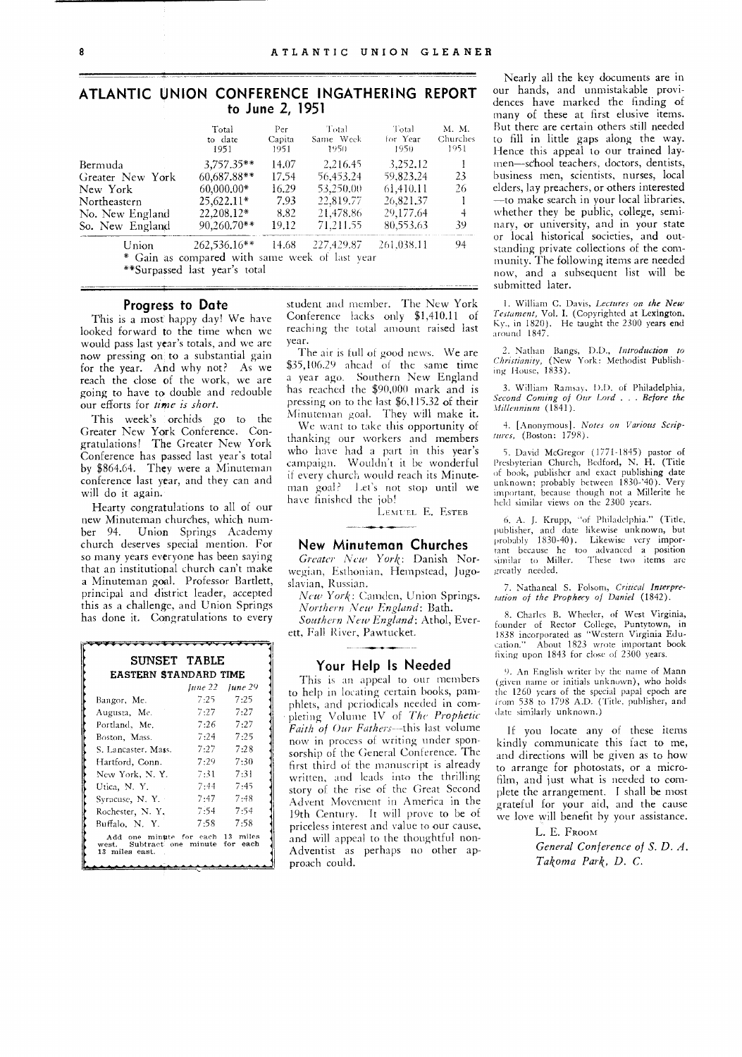## ATLANTIC UNION CONFERENCE INGATHERING REPORT to June 2, 1951

| | Total to date 1951 | Per Capita 1951 | Total Same Week 1950 | Total for Year 1950 | M. M. Churches 1951 |
|---|---|---|---|---|---|
| Bermuda | 3,757.35** | 14.07 | 2,216.45 | 3,252.12 | 1 |
| Greater New York | 60,687.88** | 17.54 | 56,453.24 | 59,823.24 | 23 |
| New York | 60,000.00* | 16.29 | 53,250.00 | 61,410.11 | 26 |
| Northeastern | 25,622.11* | 7.93 | 22,819.77 | 26,821.37 | 1 |
| No. New England | 22,208.12* | 8.82 | 21,478.86 | 29,177.64 | 4 |
| So. New England | 90,260.70** | 19.12 | 71,211.55 | 80,553.63 | 39 |
| Union | 262,536.16** | 14.68 | 227,429.87 | 261,038.11 | 94 |

\* Gain as compared with same week of last year

\*\*Surpassed last year's total

### Progress to Date

This is a most happy day! We have looked forward to the time when we would pass last year's totals, and we are now pressing on to a substantial gain for the year. And why not? As we reach the close of the work, we are going to have to double and redouble our efforts for *time is short.*

This week's orchids go to the Greater New York Conference. Congratulations! The Greater New York Conference has passed last year's total by $864.64. They were a Minuteman conference last year, and they can and will do it again.

Hearty congratulations to all of our new Minuteman churches, which number 94. Union Springs Academy church deserves special mention. For so many years everyone has been saying that an institutional church can't make a Minuteman goal. Professor Bartlett, principal and district leader, accepted this as a challenge, and Union Springs has done it. Congratulations to every student and member. The New York Conference lacks only $1,410.11 of reaching the total amount raised last year.

The air is full of good news. We are $35,106.29 ahead of the same time a year ago. Southern New England has reached the $90,000 mark and is pressing on to the last $6,115.32 of their Minuteman goal. They will make it.

We want to take this opportunity of thanking our workers and members who have had a part in this year's campaign. Wouldn't it be wonderful if every church would reach its Minuteman goal? Let's not stop until we have finished the job!

LEMUEL E. ESTEB

| SUNSET TABLE EASTERN STANDARD TIME | | |
|---|---|---|
| | *June 22* | *June 29* |
| Bangor, Me. | 7:25 | 7:25 |
| Augusta, Me. | 7:27 | 7:27 |
| Portland, Me. | 7:26 | 7:27 |
| Boston, Mass. | 7:24 | 7:25 |
| S. Lancaster, Mass. | 7:27 | 7:28 |
| Hartford, Conn. | 7:29 | 7:30 |
| New York, N. Y. | 7:31 | 7:31 |
| Utica, N. Y. | 7:44 | 7:45 |
| Syracuse, N. Y. | 7:47 | 7:48 |
| Rochester, N. Y. | 7:54 | 7:54 |
| Buffalo, N. Y. | 7:58 | 7:58 |

Add one minute for each 13 miles west. Subtract one minute for each 13 miles east.

### New Minuteman Churches

*Greater New York*: Danish Norwegian, Esthonian, Hempstead, Jugoslavian, Russian.

*New York*: Camden, Union Springs.

*Northern New England*: Bath.

*Southern New England*: Athol, Everett, Fall River, Pawtucket.

### Your Help Is Needed

This is an appeal to our members to help in locating certain books, pamphlets, and periodicals needed in completing Volume IV of *The Prophetic Faith of Our Fathers*—this last volume now in process of writing under sponsorship of the General Conference. The first third of the manuscript is already written, and leads into the thrilling story of the rise of the Great Second Advent Movement in America in the 19th Century. It will prove to be of priceless interest and value to our cause, and will appeal to the thoughtful non-Adventist as perhaps no other approach could.

Nearly all the key documents are in our hands, and unmistakable providences have marked the finding of many of these at first elusive items. But there are certain others still needed to fill in little gaps along the way. Hence this appeal to our trained laymen—school teachers, doctors, dentists, business men, scientists, nurses, local elders, lay preachers, or others interested—to make search in your local libraries, whether they be public, college, seminary, or university, and in your state or local historical societies, and outstanding private collections of the community. The following items are needed now, and a subsequent list will be submitted later.

1. William C. Davis, *Lectures on the New Testament*, Vol. I. (Copyrighted at Lexington, Ky., in 1820). He taught the 2300 years end around 1847.

2. Nathan Bangs, D.D., *Introduction to Christianity*, (New York: Methodist Publishing House, 1833).

3. William Ramsay, D.D. of Philadelphia, *Second Coming of Our Lord . . . Before the Millennium* (1841).

4. [Anonymous]. *Notes on Various Scriptures*, (Boston: 1798).

5. David McGregor (1771-1845) pastor of Presbyterian Church, Bedford, N. H. (Title of book, publisher and exact publishing date unknown; probably between 1830-'40). Very important, because though not a Millerite he held similar views on the 2300 years.

6. A. J. Krupp, "of Philadelphia." (Title, publisher, and date likewise unknown, but probably 1830-40). Likewise very important because he too advanced a position similar to Miller. These two items are greatly needed.

7. Nathaneal S. Folsom, *Critical Interpretation of the Prophecy of Daniel* (1842).

8. Charles B. Wheeler, of West Virginia, founder of Rector College, Puntytown, in 1838 incorporated as "Western Virginia Education." About 1823 wrote important book fixing upon 1843 for close of 2300 years.

9. An English writer by the name of Mann (given name or initials unknown), who holds the 1260 years of the special papal epoch are from 538 to 1798 A.D. (Title, publisher, and date similarly unknown.)

If you locate any of these items kindly communicate this fact to me, and directions will be given as to how to arrange for photostats, or a microfilm, and just what is needed to complete the arrangement. I shall be most grateful for your aid, and the cause we love will benefit by your assistance.

L. E. FROOM
*General Conference of S. D. A.*
*Takoma Park, D. C.*